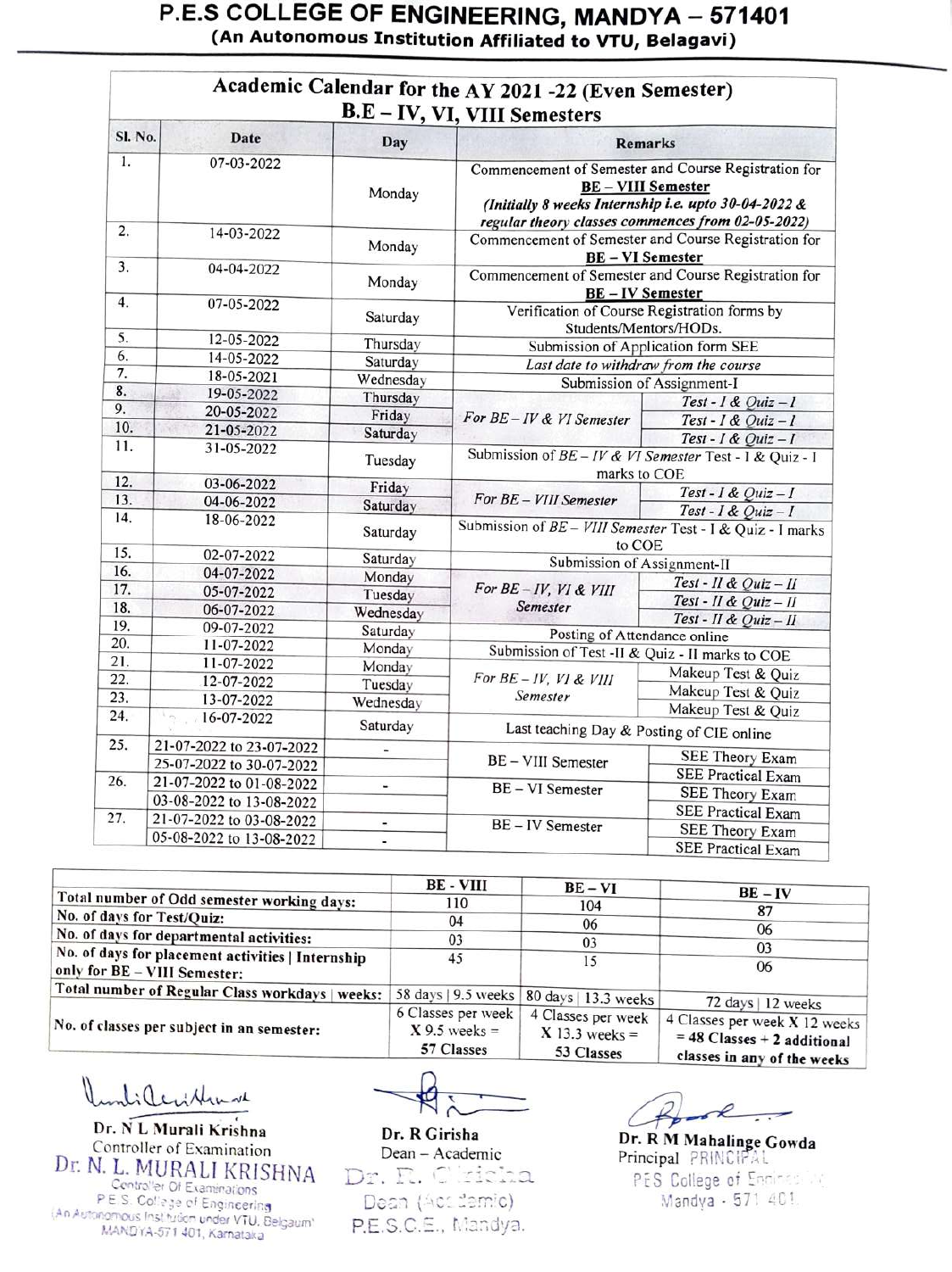# P.E.S COLLEGE OF ENGINEERING, MANDYA – 571401

**(An Autonomous Institution Affiliated to VTU, Belagavi)**

## Academic Calendar for the AY 2021 -22 (Even Semester)

## B.E – IV, VI, VIII Semesters

| Sl. No. | Date | Day | Remarks | |
|---|---|---|---|---|
| 1. | 07-03-2022 | Monday | Commencement of Semester and Course Registration for **BE – VIII Semester** *(Initially 8 weeks Internship i.e. upto 30-04-2022 & regular theory classes commences from 02-05-2022)* | |
| 2. | 14-03-2022 | Monday | Commencement of Semester and Course Registration for **BE – VI Semester** | |
| 3. | 04-04-2022 | Monday | Commencement of Semester and Course Registration for **BE – IV Semester** | |
| 4. | 07-05-2022 | Saturday | Verification of Course Registration forms by Students/Mentors/HODs. | |
| 5. | 12-05-2022 | Thursday | Submission of Application form SEE | |
| 6. | 14-05-2022 | Saturday | *Last date to withdraw from the course* | |
| 7. | 18-05-2021 | Wednesday | Submission of Assignment-I | |
| 8. | 19-05-2022 | Thursday | *For BE – IV & VI Semester* | *Test - I & Quiz – I* |
| 9. | 20-05-2022 | Friday | | *Test - I & Quiz – I* |
| 10. | 21-05-2022 | Saturday | | *Test - I & Quiz – I* |
| 11. | 31-05-2022 | Tuesday | Submission of *BE – IV & VI Semester* Test - I & Quiz - I marks to COE | |
| 12. | 03-06-2022 | Friday | *For BE – VIII Semester* | *Test - I & Quiz – I* |
| 13. | 04-06-2022 | Saturday | | *Test - I & Quiz – I* |
| 14. | 18-06-2022 | Saturday | Submission of *BE – VIII Semester* Test - I & Quiz - I marks to COE | |
| 15. | 02-07-2022 | Saturday | Submission of Assignment-II | |
| 16. | 04-07-2022 | Monday | *For BE – IV, VI & VIII Semester* | *Test - II & Quiz – II* |
| 17. | 05-07-2022 | Tuesday | | *Test - II & Quiz – II* |
| 18. | 06-07-2022 | Wednesday | | *Test - II & Quiz – II* |
| 19. | 09-07-2022 | Saturday | Posting of Attendance online | |
| 20. | 11-07-2022 | Monday | Submission of Test -II & Quiz - II marks to COE | |
| 21. | 11-07-2022 | Monday | *For BE – IV, VI & VIII Semester* | Makeup Test & Quiz |
| 22. | 12-07-2022 | Tuesday | | Makeup Test & Quiz |
| 23. | 13-07-2022 | Wednesday | | Makeup Test & Quiz |
| 24. | 16-07-2022 | Saturday | Last teaching Day & Posting of CIE online | |
| 25. | 21-07-2022 to 23-07-2022 | - | BE – VIII Semester | SEE Theory Exam |
| | 25-07-2022 to 30-07-2022 | | | SEE Practical Exam |
| 26. | 21-07-2022 to 01-08-2022 | - | BE – VI Semester | SEE Theory Exam |
| | 03-08-2022 to 13-08-2022 | | | SEE Practical Exam |
| 27. | 21-07-2022 to 03-08-2022 | - | BE – IV Semester | SEE Theory Exam |
| | 05-08-2022 to 13-08-2022 | - | | SEE Practical Exam |

| | BE - VIII | BE – VI | BE – IV |
|---|---|---|---|
| Total number of Odd semester working days: | 110 | 104 | 87 |
| No. of days for Test/Quiz: | 04 | 06 | 06 |
| No. of days for departmental activities: | 03 | 03 | 03 |
| No. of days for placement activities \| Internship only for BE – VIII Semester: | 45 | 15 | 06 |
| Total number of Regular Class workdays \| weeks: | 58 days \| 9.5 weeks | 80 days \| 13.3 weeks | 72 days \| 12 weeks |
| No. of classes per subject in an semester: | 6 Classes per week X 9.5 weeks = 57 Classes | 4 Classes per week X 13.3 weeks = 53 Classes | 4 Classes per week X 12 weeks = 48 Classes + 2 additional classes in any of the weeks |

**Dr. N L Murali Krishna**
Controller of Examination
Dr. N. L. MURALI KRISHNA
Controller Of Examinations
P.E.S. College of Engineering
(An Autonomous Institution under VTU, Belgaum)
MANDYA-571 401, Karnataka

**Dr. R Girisha**
Dean – Academic
Dr. R. Girisha
Dean (Academic)
P.E.S.C.E., Mandya.

**Dr. R M Mahalinge Gowda**
Principal PRINCIPAL
PES College of Engineering
Mandya - 571 401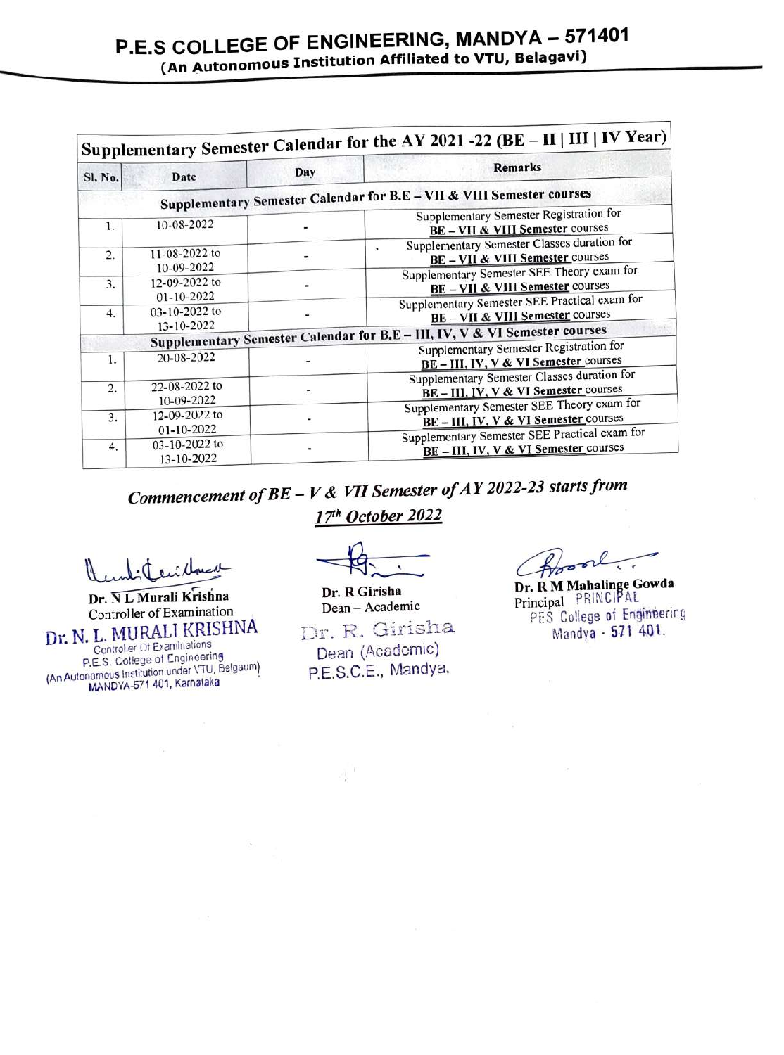# P.E.S COLLEGE OF ENGINEERING, MANDYA – 571401
**(An Autonomous Institution Affiliated to VTU, Belagavi)**

| Supplementary Semester Calendar for the AY 2021 -22 (BE – II \| III \| IV Year) | | | |
|---|---|---|---|
| **Sl. No.** | **Date** | **Day** | **Remarks** |
| **Supplementary Semester Calendar for B.E – VII & VIII Semester courses** | | | |
| 1. | 10-08-2022 | - | Supplementary Semester Registration for **BE – VII & VIII Semester** courses |
| 2. | 11-08-2022 to 10-09-2022 | - | Supplementary Semester Classes duration for **BE – VII & VIII Semester** courses |
| 3. | 12-09-2022 to 01-10-2022 | - | Supplementary Semester SEE Theory exam for **BE – VII & VIII Semester** courses |
| 4. | 03-10-2022 to 13-10-2022 | - | Supplementary Semester SEE Practical exam for **BE – VII & VIII Semester** courses |
| **Supplementary Semester Calendar for B.E – III, IV, V & VI Semester courses** | | | |
| 1. | 20-08-2022 | - | Supplementary Semester Registration for **BE – III, IV, V & VI Semester** courses |
| 2. | 22-08-2022 to 10-09-2022 | - | Supplementary Semester Classes duration for **BE – III, IV, V & VI Semester** courses |
| 3. | 12-09-2022 to 01-10-2022 | - | Supplementary Semester SEE Theory exam for **BE – III, IV, V & VI Semester** courses |
| 4. | 03-10-2022 to 13-10-2022 | - | Supplementary Semester SEE Practical exam for **BE – III, IV, V & VI Semester** courses |

***Commencement of BE – V & VII Semester of AY 2022-23 starts from 17th October 2022***

**Dr. N L Murali Krishna**
Controller of Examination
Dr. N. L. MURALI KRISHNA
Controller Of Examinations
P.E.S. College of Engineering
(An Autonomous Institution under VTU, Belgaum)
MANDYA-571 401, Karnataka

**Dr. R Girisha**
Dean – Academic
Dr. R. Girisha
Dean (Academic)
P.E.S.C.E., Mandya.

**Dr. R M Mahalinge Gowda**
Principal PRINCIPAL
PES College of Engineering
Mandya - 571 401.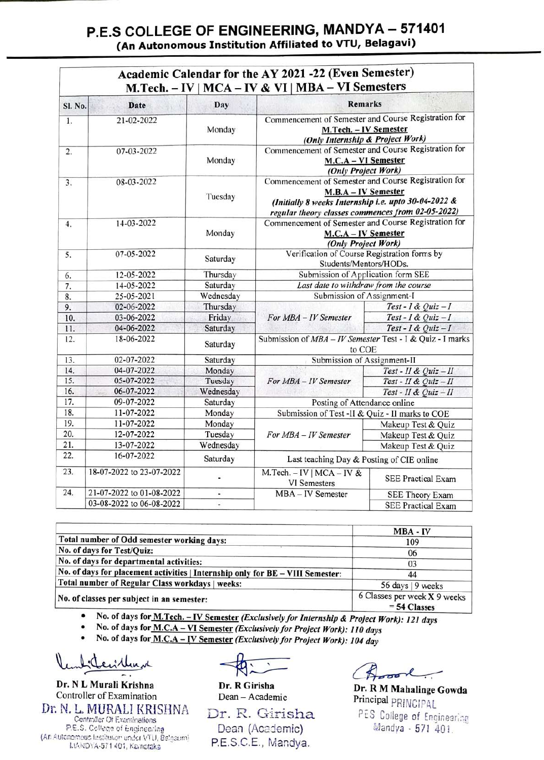# P.E.S COLLEGE OF ENGINEERING, MANDYA – 571401

**(An Autonomous Institution Affiliated to VTU, Belagavi)**

## Academic Calendar for the AY 2021 -22 (Even Semester)
## M.Tech. – IV | MCA – IV & VI | MBA – VI Semesters

| Sl. No. | Date | Day | Remarks | |
|---|---|---|---|---|
| 1. | 21-02-2022 | Monday | Commencement of Semester and Course Registration for **M.Tech. – IV Semester** ***(Only Internship & Project Work)*** | |
| 2. | 07-03-2022 | Monday | Commencement of Semester and Course Registration for **M.C.A – VI Semester** ***(Only Project Work)*** | |
| 3. | 08-03-2022 | Tuesday | Commencement of Semester and Course Registration for **M.B.A – IV Semester** ***(Initially 8 weeks Internship i.e. upto 30-04-2022 & regular theory classes commences from 02-05-2022)*** | |
| 4. | 14-03-2022 | Monday | Commencement of Semester and Course Registration for **M.C.A – IV Semester** ***(Only Project Work)*** | |
| 5. | 07-05-2022 | Saturday | Verification of Course Registration forms by Students/Mentors/HODs. | |
| 6. | 12-05-2022 | Thursday | Submission of Application form SEE | |
| 7. | 14-05-2022 | Saturday | *Last date to withdraw from the course* | |
| 8. | 25-05-2021 | Wednesday | Submission of Assignment-I | |
| 9. | 02-06-2022 | Thursday | *For MBA – IV Semester* | *Test - I & Quiz – I* |
| 10. | 03-06-2022 | Friday | | *Test - I & Quiz – I* |
| 11. | 04-06-2022 | Saturday | | *Test - I & Quiz – I* |
| 12. | 18-06-2022 | Saturday | Submission of *MBA – IV Semester* Test - I & Quiz - I marks to COE | |
| 13. | 02-07-2022 | Saturday | Submission of Assignment-II | |
| 14. | 04-07-2022 | Monday | *For MBA – IV Semester* | *Test - II & Quiz – II* |
| 15. | 05-07-2022 | Tuesday | | *Test - II & Quiz – II* |
| 16. | 06-07-2022 | Wednesday | | *Test - II & Quiz – II* |
| 17. | 09-07-2022 | Saturday | Posting of Attendance online | |
| 18. | 11-07-2022 | Monday | Submission of Test -II & Quiz - II marks to COE | |
| 19. | 11-07-2022 | Monday | *For MBA – IV Semester* | Makeup Test & Quiz |
| 20. | 12-07-2022 | Tuesday | | Makeup Test & Quiz |
| 21. | 13-07-2022 | Wednesday | | Makeup Test & Quiz |
| 22. | 16-07-2022 | Saturday | Last teaching Day & Posting of CIE online | |
| 23. | 18-07-2022 to 23-07-2022 | - | M.Tech. – IV \| MCA – IV & VI Semesters | SEE Practical Exam |
| 24. | 21-07-2022 to 01-08-2022 | - | MBA – IV Semester | SEE Theory Exam |
| | 03-08-2022 to 06-08-2022 | - | | SEE Practical Exam |

| | MBA - IV |
|---|---|
| Total number of Odd semester working days: | 109 |
| No. of days for Test/Quiz: | 06 |
| No. of days for departmental activities: | 03 |
| No. of days for placement activities \| Internship only for BE – VIII Semester: | 44 |
| Total number of Regular Class workdays \| weeks: | 56 days \| 9 weeks |
| No. of classes per subject in an semester: | 6 Classes per week X 9 weeks = **54 Classes** |

- **No. of days for M.Tech. – IV Semester *(Exclusively for Internship & Project Work)*: *121 days***
- **No. of days for M.C.A – VI Semester *(Exclusively for Project Work)*: *110 days***
- **No. of days for M.C.A – IV Semester *(Exclusively for Project Work)*: *104 day***

**Dr. N L Murali Krishna**
Controller of Examination

Dr. N. L. MURALI KRISHNA
Controller Of Examinations
P.E.S. College of Engineering
(An Autonomous Institution under VTU, Belgaum)
MANDYA-571 401, Karnataka

**Dr. R Girisha**
Dean – Academic

Dr. R. Girisha
Dean (Academic)
P.E.S.C.E., Mandya.

**Dr. R M Mahalinge Gowda**
Principal PRINCIPAL
PES College of Engineering
Mandya - 571 401.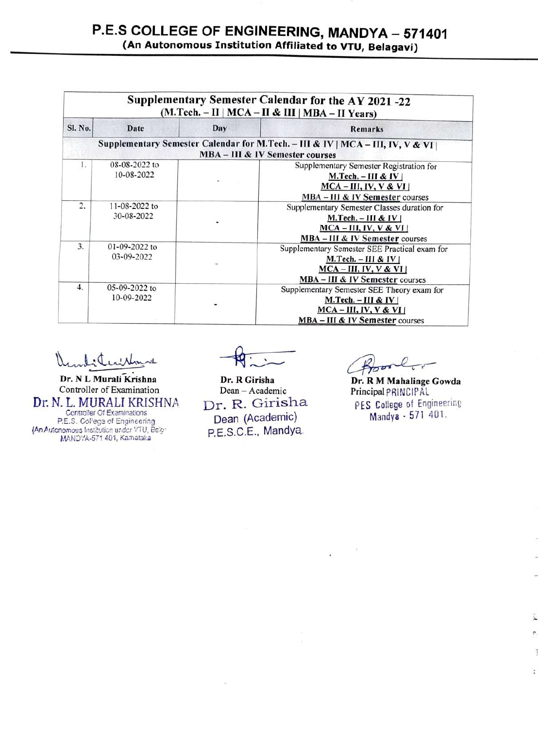# P.E.S COLLEGE OF ENGINEERING, MANDYA – 571401

**(An Autonomous Institution Affiliated to VTU, Belagavi)**

| Supplementary Semester Calendar for the AY 2021 -22 (M.Tech. – II \| MCA – II & III \| MBA – II Years) | | | |
|---|---|---|---|
| **Sl. No.** | **Date** | **Day** | **Remarks** |
| **Supplementary Semester Calendar for M.Tech. – III & IV \| MCA – III, IV, V & VI \| MBA – III & IV Semester courses** | | | |
| 1. | 08-08-2022 to 10-08-2022 | - | Supplementary Semester Registration for **M.Tech. – III & IV \| MCA – III, IV, V & VI \| MBA – III & IV Semester** courses |
| 2. | 11-08-2022 to 30-08-2022 | - | Supplementary Semester Classes duration for **M.Tech. – III & IV \| MCA – III, IV, V & VI \| MBA – III & IV Semester** courses |
| 3. | 01-09-2022 to 03-09-2022 | - | Supplementary Semester SEE Practical exam for **M.Tech. – III & IV \| MCA – III, IV, V & VI \| MBA – III & IV Semester** courses |
| 4. | 05-09-2022 to 10-09-2022 | - | Supplementary Semester SEE Theory exam for **M.Tech. – III & IV \| MCA – III, IV, V & VI \| MBA – III & IV Semester** courses |

**Dr. N L Murali Krishna**
Controller of Examination
Dr. N. L. MURALI KRISHNA
Controller Of Examinations
P.E.S. College of Engineering
(An Autonomous Institution under VTU, Belg:
MANDYA-571 401, Karnataka

**Dr. R Girisha**
Dean – Academic
Dr. R. Girisha
Dean (Academic)
P.E.S.C.E., Mandya

**Dr. R M Mahalinge Gowda**
Principal PRINCIPAL
PES College of Engineering
Mandya - 571 401.